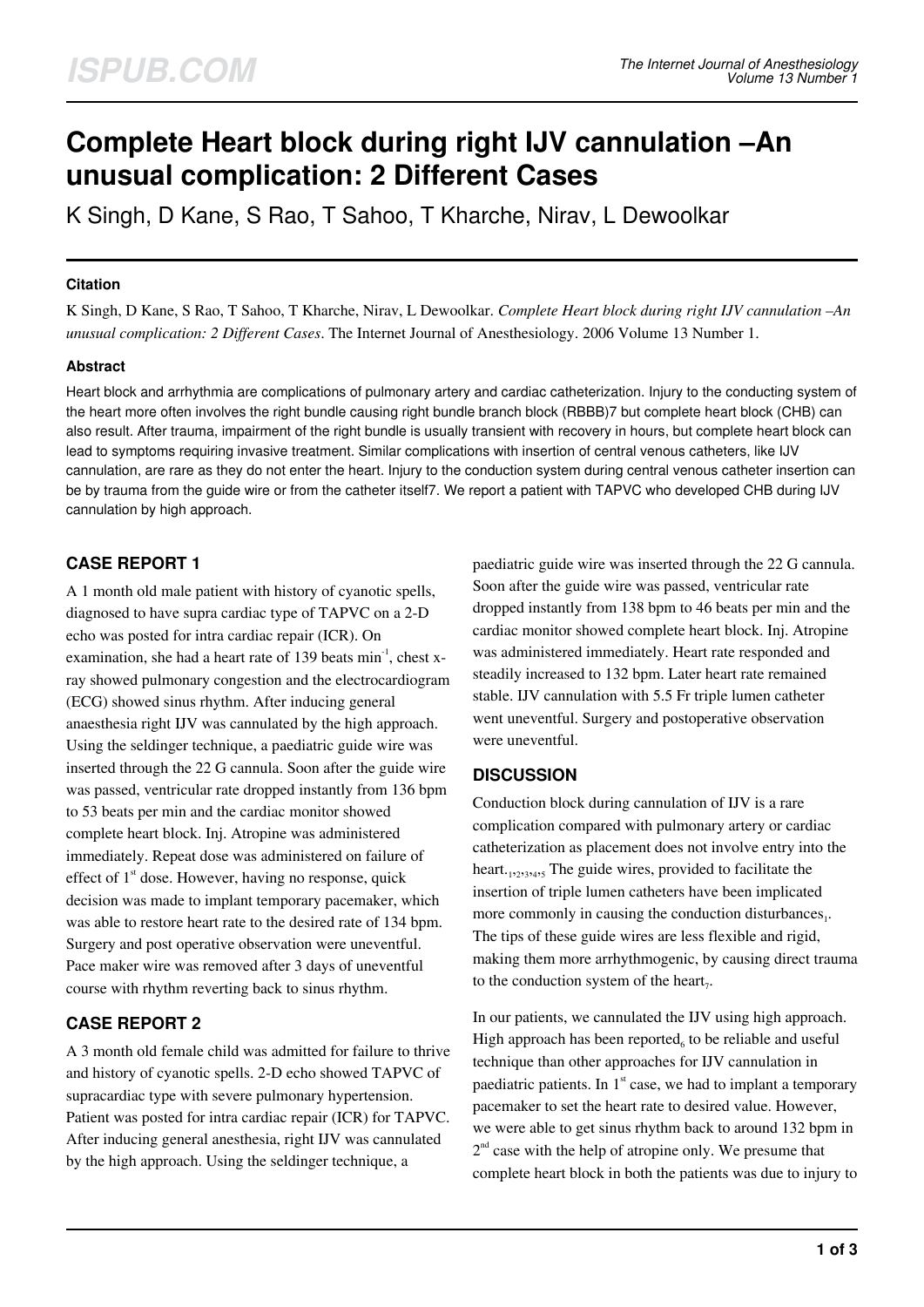# Complete Heart block during right IJV cannulation –An unusual complication: 2 Different Cases

K Singh, D Kane, S Rao, T Sahoo, T Kharche, Nirav, L Dewoolkar

### Citation

K Singh, D Kane, S Rao, T Sahoo, T Kharche, Nirav, L Dewoolkar. *Complete Heart block during right IJV cannulation –An unusual complication: 2 Different Cases*. The Internet Journal of Anesthesiology. 2006 Volume 13 Number 1.

### Abstract

Heart block and arrhythmia are complications of pulmonary artery and cardiac catheterization. Injury to the conducting system of the heart more often involves the right bundle causing right bundle branch block (RBBB)7 but complete heart block (CHB) can also result. After trauma, impairment of the right bundle is usually transient with recovery in hours, but complete heart block can lead to symptoms requiring invasive treatment. Similar complications with insertion of central venous catheters, like IJV cannulation, are rare as they do not enter the heart. Injury to the conduction system during central venous catheter insertion can be by trauma from the guide wire or from the catheter itself7. We report a patient with TAPVC who developed CHB during IJV cannulation by high approach.

## CASE REPORT 1

A 1 month old male patient with history of cyanotic spells, diagnosed to have supra cardiac type of TAPVC on a 2-D echo was posted for intra cardiac repair (ICR). On examination, she had a heart rate of 139 beats $min^{-1}$, chest x-ray showed pulmonary congestion and the electrocardiogram (ECG) showed sinus rhythm. After inducing general anaesthesia right IJV was cannulated by the high approach. Using the seldinger technique, a paediatric guide wire was inserted through the 22 G cannula. Soon after the guide wire was passed, ventricular rate dropped instantly from 136 bpm to 53 beats per min and the cardiac monitor showed complete heart block. Inj. Atropine was administered immediately. Repeat dose was administered on failure of effect of 1st dose. However, having no response, quick decision was made to implant temporary pacemaker, which was able to restore heart rate to the desired rate of 134 bpm. Surgery and post operative observation were uneventful. Pace maker wire was removed after 3 days of uneventful course with rhythm reverting back to sinus rhythm.

## CASE REPORT 2

A 3 month old female child was admitted for failure to thrive and history of cyanotic spells. 2-D echo showed TAPVC of supracardiac type with severe pulmonary hypertension. Patient was posted for intra cardiac repair (ICR) for TAPVC. After inducing general anesthesia, right IJV was cannulated by the high approach. Using the seldinger technique, a paediatric guide wire was inserted through the 22 G cannula. Soon after the guide wire was passed, ventricular rate dropped instantly from 138 bpm to 46 beats per min and the cardiac monitor showed complete heart block. Inj. Atropine was administered immediately. Heart rate responded and steadily increased to 132 bpm. Later heart rate remained stable. IJV cannulation with 5.5 Fr triple lumen catheter went uneventful. Surgery and postoperative observation were uneventful.

## DISCUSSION

Conduction block during cannulation of IJV is a rare complication compared with pulmonary artery or cardiac catheterization as placement does not involve entry into the heart.[1,2,3,4,5] The guide wires, provided to facilitate the insertion of triple lumen catheters have been implicated more commonly in causing the conduction disturbances[1]. The tips of these guide wires are less flexible and rigid, making them more arrhythmogenic, by causing direct trauma to the conduction system of the heart[7].

In our patients, we cannulated the IJV using high approach. High approach has been reported[6] to be reliable and useful technique than other approaches for IJV cannulation in paediatric patients. In 1st case, we had to implant a temporary pacemaker to set the heart rate to desired value. However, we were able to get sinus rhythm back to around 132 bpm in 2nd case with the help of atropine only. We presume that complete heart block in both the patients was due to injury to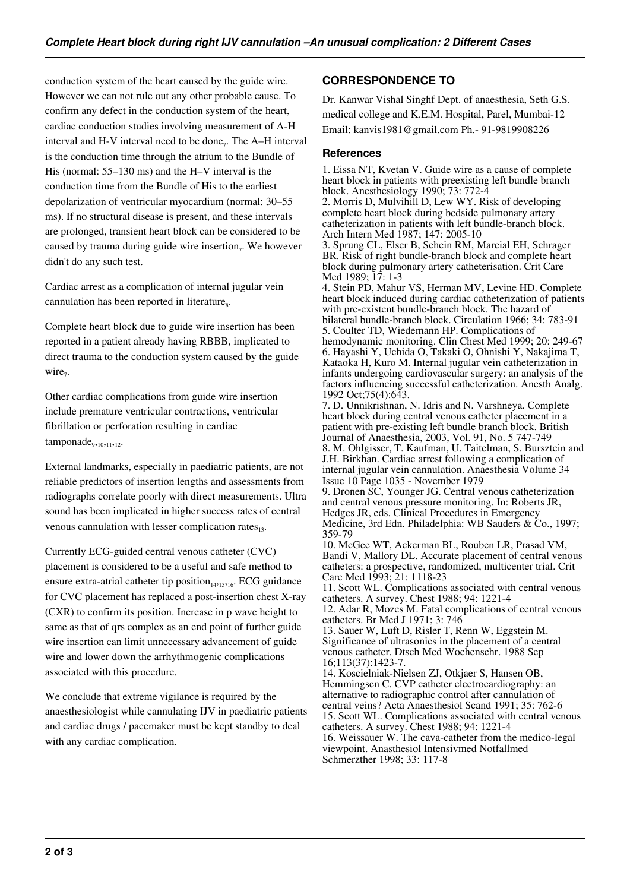conduction system of the heart caused by the guide wire. However we can not rule out any other probable cause. To confirm any defect in the conduction system of the heart, cardiac conduction studies involving measurement of A-H interval and H-V interval need to be done[7]. The A–H interval is the conduction time through the atrium to the Bundle of His (normal: 55–130 ms) and the H–V interval is the conduction time from the Bundle of His to the earliest depolarization of ventricular myocardium (normal: 30–55 ms). If no structural disease is present, and these intervals are prolonged, transient heart block can be considered to be caused by trauma during guide wire insertion[7]. We however didn't do any such test.

Cardiac arrest as a complication of internal jugular vein cannulation has been reported in literature[8].

Complete heart block due to guide wire insertion has been reported in a patient already having RBBB, implicated to direct trauma to the conduction system caused by the guide wire[7].

Other cardiac complications from guide wire insertion include premature ventricular contractions, ventricular fibrillation or perforation resulting in cardiac tamponade[9,10,11,12].

External landmarks, especially in paediatric patients, are not reliable predictors of insertion lengths and assessments from radiographs correlate poorly with direct measurements. Ultra sound has been implicated in higher success rates of central venous cannulation with lesser complication rates[13].

Currently ECG-guided central venous catheter (CVC) placement is considered to be a useful and safe method to ensure extra-atrial catheter tip position[14,15,16]. ECG guidance for CVC placement has replaced a post-insertion chest X-ray (CXR) to confirm its position. Increase in p wave height to same as that of qrs complex as an end point of further guide wire insertion can limit unnecessary advancement of guide wire and lower down the arrhythmogenic complications associated with this procedure.

We conclude that extreme vigilance is required by the anaesthesiologist while cannulating IJV in paediatric patients and cardiac drugs / pacemaker must be kept standby to deal with any cardiac complication.

## CORRESPONDENCE TO

Dr. Kanwar Vishal Singhf Dept. of anaesthesia, Seth G.S. medical college and K.E.M. Hospital, Parel, Mumbai-12 Email: kanvis1981@gmail.com Ph.- 91-9819908226

## References

1. Eissa NT, Kvetan V. Guide wire as a cause of complete heart block in patients with preexisting left bundle branch block. Anesthesiology 1990; 73: 772-4
2. Morris D, Mulvihill D, Lew WY. Risk of developing complete heart block during bedside pulmonary artery catheterization in patients with left bundle-branch block. Arch Intern Med 1987; 147: 2005-10
3. Sprung CL, Elser B, Schein RM, Marcial EH, Schrager BR. Risk of right bundle-branch block and complete heart block during pulmonary artery catheterisation. Crit Care Med 1989; 17: 1-3
4. Stein PD, Mahur VS, Herman MV, Levine HD. Complete heart block induced during cardiac catheterization of patients with pre-existent bundle-branch block. The hazard of bilateral bundle-branch block. Circulation 1966; 34: 783-91
5. Coulter TD, Wiedemann HP. Complications of hemodynamic monitoring. Clin Chest Med 1999; 20: 249-67
6. Hayashi Y, Uchida O, Takaki O, Ohnishi Y, Nakajima T, Kataoka H, Kuro M. Internal jugular vein catheterization in infants undergoing cardiovascular surgery: an analysis of the factors influencing successful catheterization. Anesth Analg. 1992 Oct;75(4):643.
7. D. Unnikrishnan, N. Idris and N. Varshneya. Complete heart block during central venous catheter placement in a patient with pre-existing left bundle branch block. British Journal of Anaesthesia, 2003, Vol. 91, No. 5 747-749
8. M. Ohlgisser, T. Kaufman, U. Taitelman, S. Bursztein and J.H. Birkhan. Cardiac arrest following a complication of internal jugular vein cannulation. Anaesthesia Volume 34 Issue 10 Page 1035 - November 1979
9. Dronen SC, Younger JG. Central venous catheterization and central venous pressure monitoring. In: Roberts JR, Hedges JR, eds. Clinical Procedures in Emergency Medicine, 3rd Edn. Philadelphia: WB Sauders & Co., 1997; 359-79
10. McGee WT, Ackerman BL, Rouben LR, Prasad VM, Bandi V, Mallory DL. Accurate placement of central venous catheters: a prospective, randomized, multicenter trial. Crit Care Med 1993; 21: 1118-23
11. Scott WL. Complications associated with central venous catheters. A survey. Chest 1988; 94: 1221-4
12. Adar R, Mozes M. Fatal complications of central venous catheters. Br Med J 1971; 3: 746
13. Sauer W, Luft D, Risler T, Renn W, Eggstein M. Significance of ultrasonics in the placement of a central venous catheter. Dtsch Med Wochenschr. 1988 Sep 16;113(37):1423-7.
14. Koscielniak-Nielsen ZJ, Otkjaer S, Hansen OB, Hemmingsen C. CVP catheter electrocardiography: an alternative to radiographic control after cannulation of central veins? Acta Anaesthesiol Scand 1991; 35: 762-6
15. Scott WL. Complications associated with central venous catheters. A survey. Chest 1988; 94: 1221-4
16. Weissauer W. The cava-catheter from the medico-legal viewpoint. Anasthesiol Intensivmed Notfallmed Schmerzther 1998; 33: 117-8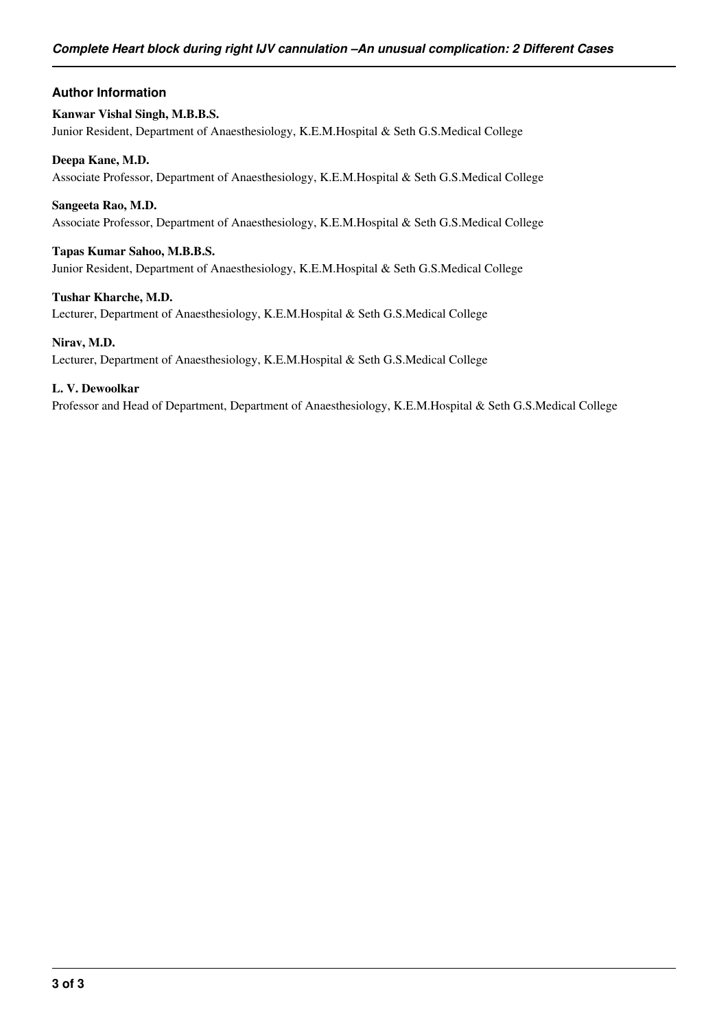### Author Information

**Kanwar Vishal Singh, M.B.B.S.**
Junior Resident, Department of Anaesthesiology, K.E.M.Hospital & Seth G.S.Medical College

**Deepa Kane, M.D.**
Associate Professor, Department of Anaesthesiology, K.E.M.Hospital & Seth G.S.Medical College

**Sangeeta Rao, M.D.**
Associate Professor, Department of Anaesthesiology, K.E.M.Hospital & Seth G.S.Medical College

**Tapas Kumar Sahoo, M.B.B.S.**
Junior Resident, Department of Anaesthesiology, K.E.M.Hospital & Seth G.S.Medical College

**Tushar Kharche, M.D.**
Lecturer, Department of Anaesthesiology, K.E.M.Hospital & Seth G.S.Medical College

**Nirav, M.D.**
Lecturer, Department of Anaesthesiology, K.E.M.Hospital & Seth G.S.Medical College

**L. V. Dewoolkar**
Professor and Head of Department, Department of Anaesthesiology, K.E.M.Hospital & Seth G.S.Medical College